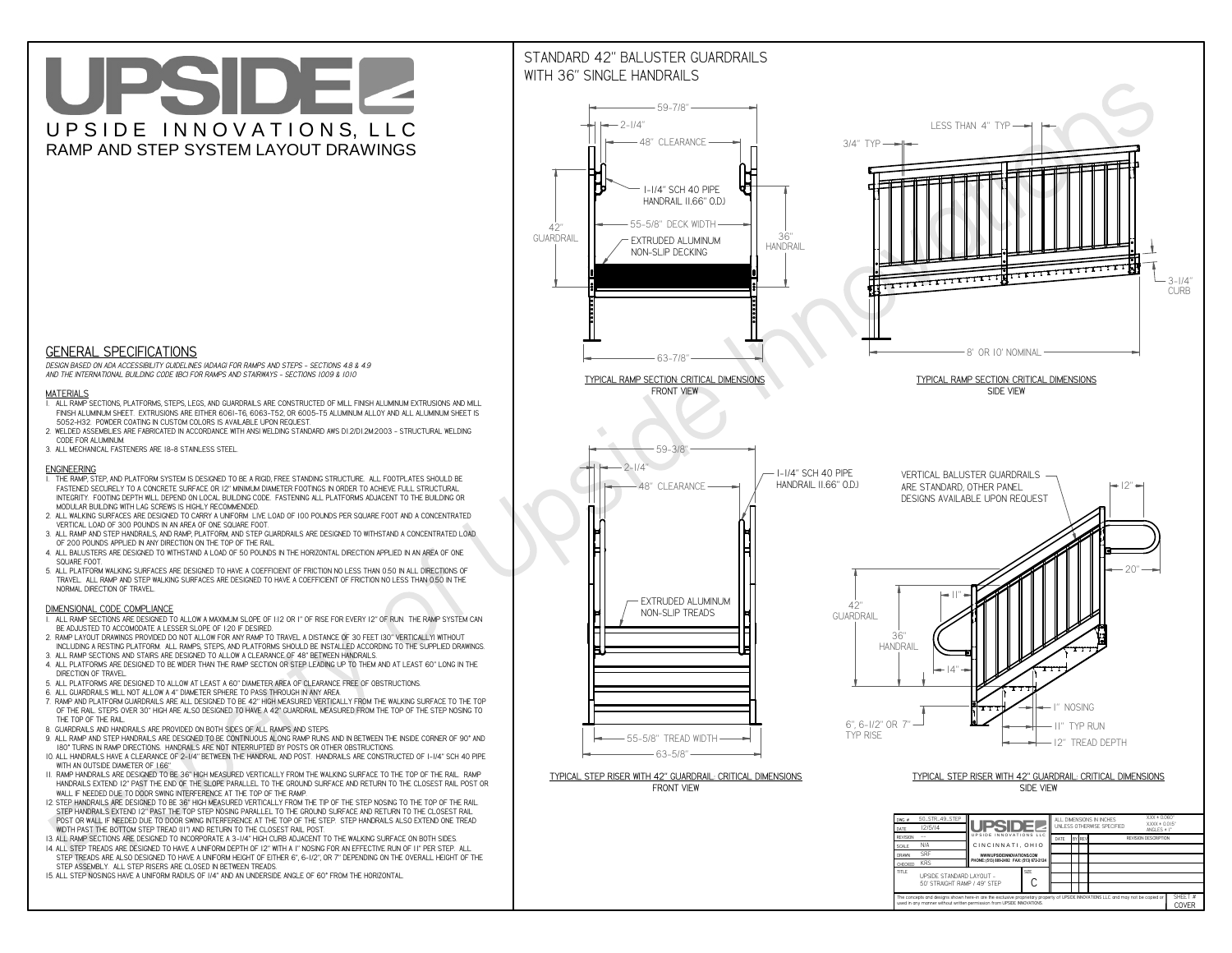# UPSIDE INNOVATIONS, LLC

## RAMP AND STEP SYSTEM LAYOUT DRAWINGS

## GENERAL SPECIFICATIONS

*DESIGN BASED ON ADA ACCESSIBILITY GUIDELINES (ADAAG) FOR RAMPS AND STEPS - SECTIONS 4.8 & 4.9 AND THE INTERNATIONAL BUILDING CODE (IBC) FOR RAMPS AND STAIRWAYS - SECTIONS 1009 & 1010*

### MATERIALS

1. ALL RAMP SECTIONS, PLATFORMS, STEPS, LEGS, AND GUARDRAILS ARE CONSTRUCTED OF MILL FINISH ALUMINUM EXTRUSIONS AND MILL FINISH ALUMINUM SHEET. EXTRUSIONS ARE EITHER 6061-T6, 6063-T52, OR 6005-T5 ALUMINUM ALLOY AND ALL ALUMINUM SHEET IS 5052-H32. POWDER COATING IN CUSTOM COLORS IS AVAILABLE UPON REQUEST.
2. WELDED ASSEMBLIES ARE FABRICATED IN ACCORDANCE WITH ANSI WELDING STANDARD AWS D1.2/D1.2M:2003 - STRUCTURAL WELDING CODE FOR ALUMINUM.
3. ALL MECHANICAL FASTENERS ARE 18-8 STAINLESS STEEL.

### ENGINEERING

1. THE RAMP, STEP, AND PLATFORM SYSTEM IS DESIGNED TO BE A RIGID, FREE STANDING STRUCTURE. ALL FOOTPLATES SHOULD BE FASTENED SECURELY TO A CONCRETE SURFACE OR 12" MINIMUM DIAMETER CONCRETE FOOTINGS IN ORDER TO ACHIEVE FULL STRUCTURAL INTEGRITY. FOOTING DEPTH WILL DEPEND ON LOCAL BUILDING CODE. FASTENING ALL PLATFORMS ADJACENT TO THE BUILDING OR MODULAR BUILDING WITH LAG SCREWS IS HIGHLY RECOMMENDED.
2. ALL WALKING SURFACES ARE DESIGNED TO CARRY A UNIFORM LIVE LOAD OF 100 POUNDS PER SQUARE FOOT AND A CONCENTRATED VERTICAL LOAD OF 300 POUNDS IN AN AREA OF ONE SQUARE FOOT.
3. ALL RAMP AND STEP HANDRAILS, AND RAMP, PLATFORM, AND STEP GUARDRAILS ARE DESIGNED TO WITHSTAND A CONCENTRATED LOAD OF 200 POUNDS APPLIED IN ANY DIRECTION ON THE TOP OF THE RAIL.
4. ALL BALUSTERS ARE DESIGNED TO WITHSTAND A LOAD OF 50 POUNDS IN THE HORIZONTAL DIRECTION APPLIED IN AN AREA OF ONE SQUARE FOOT.
5. ALL PLATFORM WALKING SURFACES ARE DESIGNED TO HAVE A COEFFICIENT OF FRICTION NO LESS THAN 0.50 IN ALL DIRECTIONS OF TRAVEL. ALL RAMP AND STEP WALKING SURFACES ARE DESIGNED TO HAVE A COEFFICIENT OF FRICTION NO LESS THAN 0.50 IN THE NORMAL DIRECTION OF TRAVEL.

### DIMENSIONAL CODE COMPLIANCE

1. ALL RAMP SECTIONS ARE DESIGNED TO ALLOW A MAXIMUM SLOPE OF 1:12 OR 1" OF RISE FOR EVERY 12" OF RUN. THE RAMP SYSTEM CAN BE ADJUSTED TO ACCOMODATE A LESSER SLOPE OF 1:20 IF DESIRED.
2. RAMP LAYOUT DRAWINGS PROVIDED DO NOT ALLOW FOR ANY RAMP TO TRAVEL A DISTANCE OF 30 FEET (30" VERTICALLY) WITHOUT INCLUDING A RESTING PLATFORM. ALL RAMPS, STEPS, AND PLATFORMS SHOULD BE INSTALLED ACCORDING TO THE SUPPLIED DRAWINGS.
3. ALL RAMP SECTIONS AND STAIRS ARE DESIGNED TO ALLOW A CLEARANCE OF 48" BETWEEN HANDRAILS.
4. ALL PLATFORMS ARE DESIGNED TO BE WIDER THAN THE RAMP SECTION OR STEP LEADING UP TO THEM AND AT LEAST 60" LONG IN THE DIRECTION OF TRAVEL.
5. ALL PLATFORMS ARE DESIGNED TO ALLOW AT LEAST A 60" DIAMETER AREA OF CLEARANCE FREE OF OBSTRUCTIONS.
6. ALL GUARDRAILS WILL NOT ALLOW A 4" DIAMETER SPHERE TO PASS THROUGH IN ANY AREA.
7. RAMP AND PLATFORM GUARDRAILS ARE ALL DESIGNED TO BE 42" HIGH MEASURED VERTICALLY FROM THE WALKING SURFACE TO THE TOP OF THE RAIL. STEPS OVER 30" HIGH ARE ALSO DESIGNED TO HAVE A 42" GUARDRAIL MEASURED FROM THE TOP OF THE STEP NOSING TO THE TOP OF THE RAIL.
8. GUARDRAILS AND HANDRAILS ARE PROVIDED ON BOTH SIDES OF ALL RAMPS AND STEPS.
9. ALL RAMP AND STEP HANDRAILS ARE DESIGNED TO BE CONTINUOUS ALONG RAMP RUNS AND IN BETWEEN THE INSIDE CORNER OF 90° AND 180° TURNS IN RAMP DIRECTIONS. HANDRAILS ARE NOT INTERRUPTED BY POSTS OR OTHER OBSTRUCTIONS.
10. ALL HANDRAILS HAVE A CLEARANCE OF 2-1/4" BETWEEN THE HANDRAIL AND POST. HANDRAILS ARE CONSTRUCTED OF 1-1/4" SCH 40 PIPE WITH AN OUTSIDE DIAMETER OF 1.66"
11. RAMP HANDRAILS ARE DESIGNED TO BE 36" HIGH MEASURED VERTICALLY FROM THE WALKING SURFACE TO THE TOP OF THE RAIL. RAMP HANDRAILS EXTEND 12" PAST THE END OF THE SLOPE PARALLEL TO THE GROUND SURFACE AND RETURN TO THE CLOSEST RAIL POST OR WALL IF NEEDED DUE TO DOOR SWING INTERFERENCE AT THE TOP OF THE RAMP.
12. STEP HANDRAILS ARE DESIGNED TO BE 36" HIGH MEASURED VERTICALLY FROM THE TIP OF THE STEP NOSING TO THE TOP OF THE RAIL. STEP HANDRAILS EXTEND 12" PAST THE TOP STEP NOSING PARALLEL TO THE GROUND SURFACE AND RETURN TO THE CLOSEST RAIL POST OR WALL IF NEEDED DUE TO DOOR SWING INTERFERENCE AT THE TOP OF THE STEP. STEP HANDRAILS ALSO EXTEND ONE TREAD WIDTH PAST THE BOTTOM STEP TREAD (11") AND RETURN TO THE CLOSEST RAIL POST.
13. ALL RAMP SECTIONS ARE DESIGNED TO INCORPORATE A 3-1/4" HIGH CURB ADJACENT TO THE WALKING SURFACE ON BOTH SIDES.
14. ALL STEP TREADS ARE DESIGNED TO HAVE A UNIFORM DEPTH OF 12" WITH A 1" NOSING FOR AN EFFECTIVE RUN OF 11" PER STEP. ALL STEP TREADS ARE ALSO DESIGNED TO HAVE A UNIFORM HEIGHT OF EITHER 6", 6-1/2", OR 7" DEPENDING ON THE OVERALL HEIGHT OF THE STEP ASSEMBLY. ALL STEP RISERS ARE CLOSED IN BETWEEN TREADS.
15. ALL STEP NOSINGS HAVE A UNIFORM RADIUS OF 1/4" AND AN UNDERSIDE ANGLE OF 60° FROM THE HORIZONTAL.

## STANDARD 42" BALUSTER GUARDRAILS WITH 36" SINGLE HANDRAILS

59-7/8" · 2-1/4" · 48" CLEARANCE · 1-1/4" SCH 40 PIPE HANDRAIL (1.66" O.D.) · 42" GUARDRAIL · 55-5/8" DECK WIDTH · 36" HANDRAIL · EXTRUDED ALUMINUM NON-SLIP DECKING · 63-7/8"

TYPICAL RAMP SECTION: CRITICAL DIMENSIONS
FRONT VIEW

LESS THAN 4" TYP · 3/4" TYP · 3-1/4" CURB · 8' OR 10' NOMINAL

TYPICAL RAMP SECTION: CRITICAL DIMENSIONS
SIDE VIEW

59-3/8" · 2-1/4" · 48" CLEARANCE · 1-1/4" SCH 40 PIPE HANDRAIL (1.66" O.D.) · EXTRUDED ALUMINUM NON-SLIP TREADS · 55-5/8" TREAD WIDTH · 63-5/8"

TYPICAL STEP RISER WITH 42" GUARDRAIL: CRITICAL DIMENSIONS
FRONT VIEW

VERTICAL BALUSTER GUARDRAILS ARE STANDARD, OTHER PANEL DESIGNS AVAILABLE UPON REQUEST · 12" · 20" · 11" · 42" GUARDRAIL · 36" HANDRAIL · 14" · 1" NOSING · 11" TYP RUN · 12" TREAD DEPTH · 6", 6-1/2" OR 7" TYP RISE

TYPICAL STEP RISER WITH 42" GUARDRAIL: CRITICAL DIMENSIONS
SIDE VIEW

| | | | |
|---|---|---|---|
| DWG # | 50_STR_49_STEP | ALL DIMENSIONS IN INCHES UNLESS OTHERWISE SPECIFIED | XXX ± 0.060" XXXX ± 0.015" ANGLES ± 1° |
| DATE | 12/5/14 | UPSIDE INNOVATIONS LLC | |
| REVISION | --- | CINCINNATI, OHIO | |
| SCALE | N/A | WWW.UPSIDEINNOVATIONS.COM PHONE: (513) 889-2492 FAX: (513) 672-2124 | |
| DRAWN | SRF | | |
| CHECKED | KRS | | |
| TITLE | UPSIDE STANDARD LAYOUT - 50' STRAIGHT RAMP / 49" STEP | SIZE C | |

| DATE | BY | REV | REVISION DESCRIPTION |
|---|---|---|---|

The concepts and designs shown here-in are the exclusive proprietary property of UPSIDE INNOVATIONS LLC. and may not be copied or used in any manner without written permission from UPSIDE INNOVATIONS.

SHEET # COVER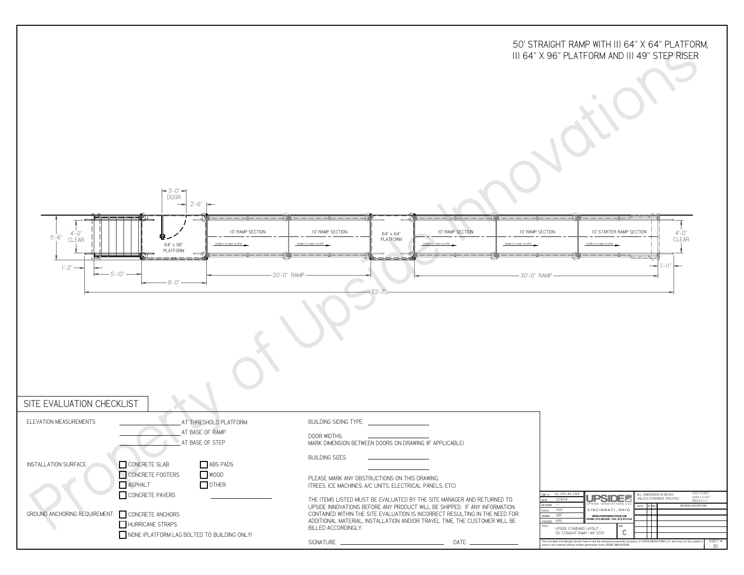# 50' STRAIGHT RAMP WITH (1) 64" X 64" PLATFORM, (1) 64" X 96" PLATFORM AND (1) 49" STEP RISER

3'-0"
DOOR
2'-6"
5'-6"
4'-0"
CLEAR
64" x 96"
PLATFORM
10' RAMP SECTION
DOWN (1:12 MAX SLOPE)
10' RAMP SECTION
DOWN (1:12 MAX SLOPE)
64" x 64"
PLATFORM
10' RAMP SECTION
DOWN (1:12 MAX SLOPE)
10' RAMP SECTION
DOWN (1:12 MAX SLOPE)
10' STARTER RAMP SECTION
DOWN (1:12 MAX SLOPE)
4'-0"
CLEAR
1'-2"
5'-10"
8'-0"
20'-0" RAMP
30'-0" RAMP
1'-11"
72'-7"

## SITE EVALUATION CHECKLIST

ELEVATION MEASUREMENTS: ______ AT THRESHOLD PLATFORM
______ AT BASE OF RAMP
______ AT BASE OF STEP

INSTALLATION SURFACE:
- ☐ CONCRETE SLAB
- ☐ CONCRETE FOOTERS
- ☐ ASPHALT
- ☐ CONCRETE PAVERS
- ☐ ABS PADS
- ☐ WOOD
- ☐ OTHER ______

GROUND ANCHORING REQUIREMENT:
- ☐ CONCRETE ANCHORS
- ☐ HURRICANE STRAPS
- ☐ NONE (PLATFORM LAG BOLTED TO BUILDING ONLY)

BUILDING SIDING TYPE: ______

DOOR WIDTHS: ______
MARK DIMENSION BETWEEN DOORS ON DRAWING (IF APPLICABLE)

BUILDING SIZES: ______
______

PLEASE MARK ANY OBSTRUCTIONS ON THIS DRAWING.
(TREES, ICE MACHINES, A/C UNITS, ELECTRICAL PANELS, ETC)

THE ITEMS LISTED MUST BE EVALUATED BY THE SITE MANAGER AND RETURNED TO UPSIDE INNOVATIONS BEFORE ANY PRODUCT WILL BE SHIPPED. IF ANY INFORMATION CONTAINED WITHIN THE SITE EVALUATION IS INCORRECT RESULTING IN THE NEED FOR ADDITIONAL MATERIAL, INSTALLATION AND/OR TRAVEL TIME, THE CUSTOMER WILL BE BILLED ACCORDINGLY.

SIGNATURE: ______ DATE: ______

| | |
|---|---|
| DWG # | 50_STR_49_STEP |
| DATE | 12/5/14 |
| REVISION | --- |
| SCALE | 1:50 |
| DRAWN | SRF |
| CHECKED | KRS |
| TITLE | UPSIDE STANDARD LAYOUT - 50' STRAIGHT RAMP / 49" STEP |
| SIZE | C |

UPSIDE INNOVATIONS LLC
CINCINNATI, OHIO
WWW.UPSIDEINNOVATIONS.COM
PHONE: (513) 889-2492 FAX: (513) 672-2124

ALL DIMENSIONS IN INCHES UNLESS OTHERWISE SPECIFIED
X.XX ± 0.060"
X.XXX ± 0.015"
ANGLES ± 1°

| DATE | BY | REV | REVISION DESCRIPTION |
|---|---|---|---|
| | | | |

The concepts and designs shown here-in are the exclusive proprietary property of UPSIDE INNOVATIONS LLC and may not be copied or used in any manner without written permission from UPSIDE INNOVATIONS.

SHEET # 01